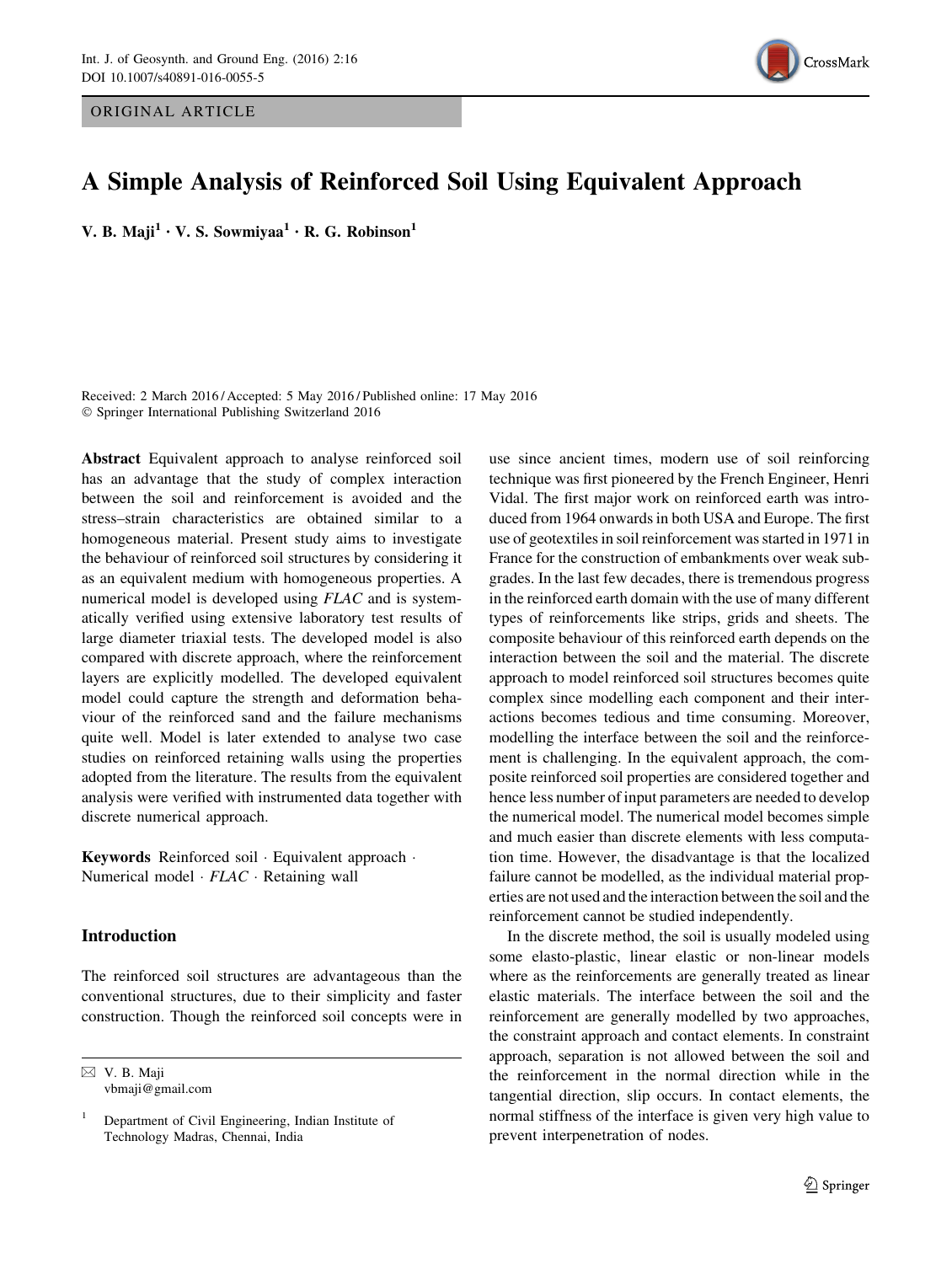ORIGINAL ARTICLE

# A Simple Analysis of Reinforced Soil Using Equivalent Approach

**V. B. Maji[1] · V. S. Sowmiyaa[1] · R. G. Robinson[1]**

Received: 2 March 2016 / Accepted: 5 May 2016 / Published online: 17 May 2016
© Springer International Publishing Switzerland 2016

**Abstract** Equivalent approach to analyse reinforced soil has an advantage that the study of complex interaction between the soil and reinforcement is avoided and the stress–strain characteristics are obtained similar to a homogeneous material. Present study aims to investigate the behaviour of reinforced soil structures by considering it as an equivalent medium with homogeneous properties. A numerical model is developed using *FLAC* and is systematically verified using extensive laboratory test results of large diameter triaxial tests. The developed model is also compared with discrete approach, where the reinforcement layers are explicitly modelled. The developed equivalent model could capture the strength and deformation behaviour of the reinforced sand and the failure mechanisms quite well. Model is later extended to analyse two case studies on reinforced retaining walls using the properties adopted from the literature. The results from the equivalent analysis were verified with instrumented data together with discrete numerical approach.

**Keywords** Reinforced soil · Equivalent approach · Numerical model · *FLAC* · Retaining wall

## Introduction

The reinforced soil structures are advantageous than the conventional structures, due to their simplicity and faster construction. Though the reinforced soil concepts were in use since ancient times, modern use of soil reinforcing technique was first pioneered by the French Engineer, Henri Vidal. The first major work on reinforced earth was introduced from 1964 onwards in both USA and Europe. The first use of geotextiles in soil reinforcement was started in 1971 in France for the construction of embankments over weak subgrades. In the last few decades, there is tremendous progress in the reinforced earth domain with the use of many different types of reinforcements like strips, grids and sheets. The composite behaviour of this reinforced earth depends on the interaction between the soil and the material. The discrete approach to model reinforced soil structures becomes quite complex since modelling each component and their interactions becomes tedious and time consuming. Moreover, modelling the interface between the soil and the reinforcement is challenging. In the equivalent approach, the composite reinforced soil properties are considered together and hence less number of input parameters are needed to develop the numerical model. The numerical model becomes simple and much easier than discrete elements with less computation time. However, the disadvantage is that the localized failure cannot be modelled, as the individual material properties are not used and the interaction between the soil and the reinforcement cannot be studied independently.

In the discrete method, the soil is usually modeled using some elasto-plastic, linear elastic or non-linear models where as the reinforcements are generally treated as linear elastic materials. The interface between the soil and the reinforcement are generally modelled by two approaches, the constraint approach and contact elements. In constraint approach, separation is not allowed between the soil and the reinforcement in the normal direction while in the tangential direction, slip occurs. In contact elements, the normal stiffness of the interface is given very high value to prevent interpenetration of nodes.

✉ V. B. Maji
vbmaji@gmail.com

[1] Department of Civil Engineering, Indian Institute of Technology Madras, Chennai, India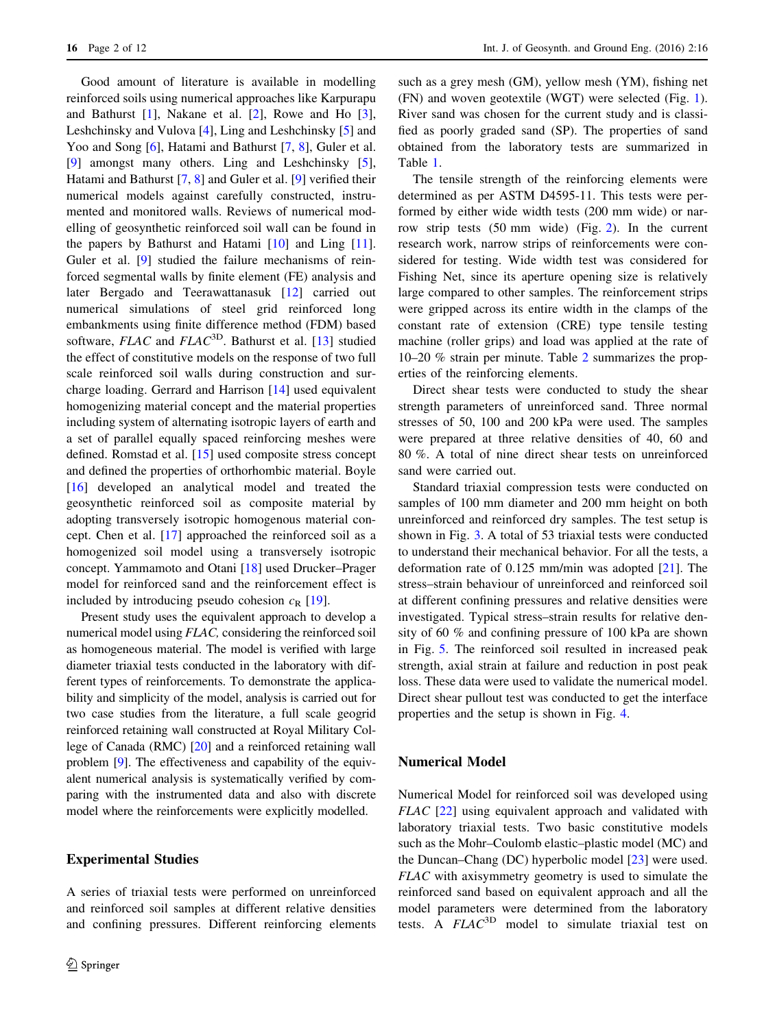Good amount of literature is available in modelling reinforced soils using numerical approaches like Karpurapu and Bathurst [1], Nakane et al. [2], Rowe and Ho [3], Leshchinsky and Vulova [4], Ling and Leshchinsky [5] and Yoo and Song [6], Hatami and Bathurst [7, 8], Guler et al. [9] amongst many others. Ling and Leshchinsky [5], Hatami and Bathurst [7, 8] and Guler et al. [9] verified their numerical models against carefully constructed, instrumented and monitored walls. Reviews of numerical modelling of geosynthetic reinforced soil wall can be found in the papers by Bathurst and Hatami [10] and Ling [11]. Guler et al. [9] studied the failure mechanisms of reinforced segmental walls by finite element (FE) analysis and later Bergado and Teerawattanasuk [12] carried out numerical simulations of steel grid reinforced long embankments using finite difference method (FDM) based software, *FLAC* and *FLAC*$^{3D}$. Bathurst et al. [13] studied the effect of constitutive models on the response of two full scale reinforced soil walls during construction and surcharge loading. Gerrard and Harrison [14] used equivalent homogenizing material concept and the material properties including system of alternating isotropic layers of earth and a set of parallel equally spaced reinforcing meshes were defined. Romstad et al. [15] used composite stress concept and defined the properties of orthorhombic material. Boyle [16] developed an analytical model and treated the geosynthetic reinforced soil as composite material by adopting transversely isotropic homogenous material concept. Chen et al. [17] approached the reinforced soil as a homogenized soil model using a transversely isotropic concept. Yammamoto and Otani [18] used Drucker–Prager model for reinforced sand and the reinforcement effect is included by introducing pseudo cohesion $c_R$ [19].

Present study uses the equivalent approach to develop a numerical model using *FLAC*, considering the reinforced soil as homogeneous material. The model is verified with large diameter triaxial tests conducted in the laboratory with different types of reinforcements. To demonstrate the applicability and simplicity of the model, analysis is carried out for two case studies from the literature, a full scale geogrid reinforced retaining wall constructed at Royal Military College of Canada (RMC) [20] and a reinforced retaining wall problem [9]. The effectiveness and capability of the equivalent numerical analysis is systematically verified by comparing with the instrumented data and also with discrete model where the reinforcements were explicitly modelled.

## Experimental Studies

A series of triaxial tests were performed on unreinforced and reinforced soil samples at different relative densities and confining pressures. Different reinforcing elements such as a grey mesh (GM), yellow mesh (YM), fishing net (FN) and woven geotextile (WGT) were selected (Fig. 1). River sand was chosen for the current study and is classified as poorly graded sand (SP). The properties of sand obtained from the laboratory tests are summarized in Table 1.

The tensile strength of the reinforcing elements were determined as per ASTM D4595-11. This tests were performed by either wide width tests (200 mm wide) or narrow strip tests (50 mm wide) (Fig. 2). In the current research work, narrow strips of reinforcements were considered for testing. Wide width test was considered for Fishing Net, since its aperture opening size is relatively large compared to other samples. The reinforcement strips were gripped across its entire width in the clamps of the constant rate of extension (CRE) type tensile testing machine (roller grips) and load was applied at the rate of 10–20 % strain per minute. Table 2 summarizes the properties of the reinforcing elements.

Direct shear tests were conducted to study the shear strength parameters of unreinforced sand. Three normal stresses of 50, 100 and 200 kPa were used. The samples were prepared at three relative densities of 40, 60 and 80 %. A total of nine direct shear tests on unreinforced sand were carried out.

Standard triaxial compression tests were conducted on samples of 100 mm diameter and 200 mm height on both unreinforced and reinforced dry samples. The test setup is shown in Fig. 3. A total of 53 triaxial tests were conducted to understand their mechanical behavior. For all the tests, a deformation rate of 0.125 mm/min was adopted [21]. The stress–strain behaviour of unreinforced and reinforced soil at different confining pressures and relative densities were investigated. Typical stress–strain results for relative density of 60 % and confining pressure of 100 kPa are shown in Fig. 5. The reinforced soil resulted in increased peak strength, axial strain at failure and reduction in post peak loss. These data were used to validate the numerical model. Direct shear pullout test was conducted to get the interface properties and the setup is shown in Fig. 4.

## Numerical Model

Numerical Model for reinforced soil was developed using *FLAC* [22] using equivalent approach and validated with laboratory triaxial tests. Two basic constitutive models such as the Mohr–Coulomb elastic–plastic model (MC) and the Duncan–Chang (DC) hyperbolic model [23] were used. *FLAC* with axisymmetry geometry is used to simulate the reinforced sand based on equivalent approach and all the model parameters were determined from the laboratory tests. A *FLAC*$^{3D}$ model to simulate triaxial test on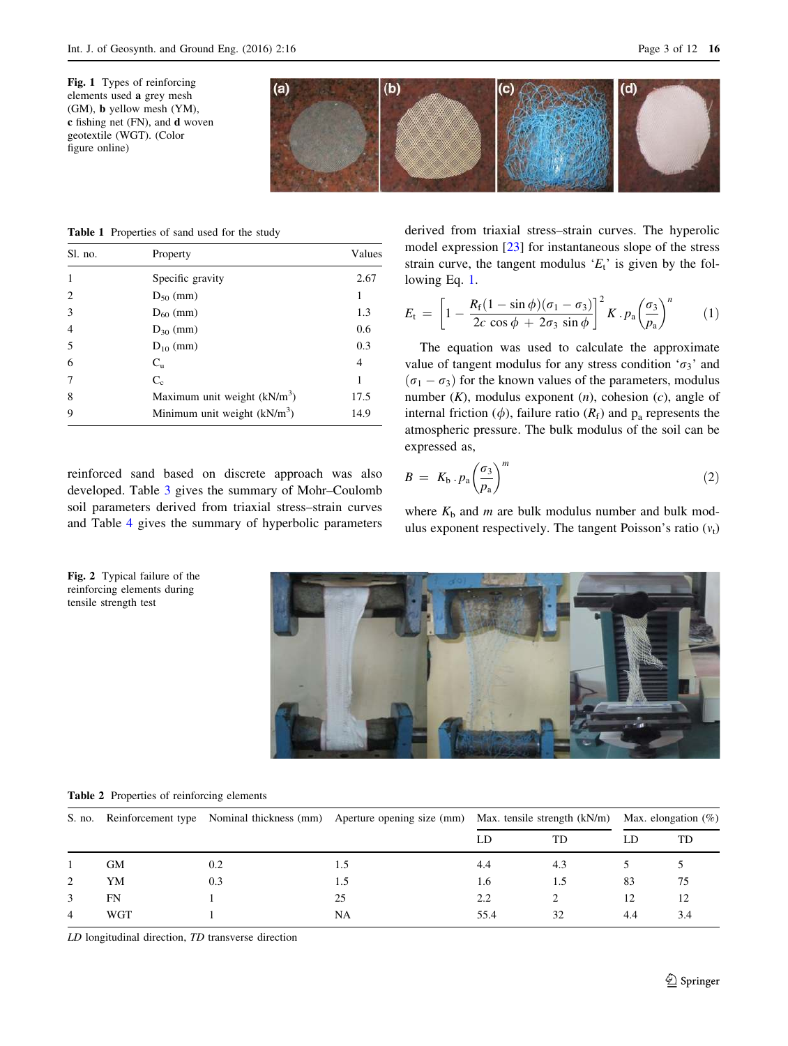Fig. 1 Types of reinforcing elements used **a** grey mesh (GM), **b** yellow mesh (YM), **c** fishing net (FN), and **d** woven geotextile (WGT). (Color figure online)

**Table 1** Properties of sand used for the study

| Sl. no. | Property | Values |
|---|---|---|
| 1 | Specific gravity | 2.67 |
| 2 | $D_{50}$ (mm) | 1 |
| 3 | $D_{60}$ (mm) | 1.3 |
| 4 | $D_{30}$ (mm) | 0.6 |
| 5 | $D_{10}$ (mm) | 0.3 |
| 6 | $C_u$ | 4 |
| 7 | $C_c$ | 1 |
| 8 | Maximum unit weight (kN/m$^3$) | 17.5 |
| 9 | Minimum unit weight (kN/m$^3$) | 14.9 |

reinforced sand based on discrete approach was also developed. Table 3 gives the summary of Mohr–Coulomb soil parameters derived from triaxial stress–strain curves and Table 4 gives the summary of hyperbolic parameters derived from triaxial stress–strain curves. The hyperolic model expression [23] for instantaneous slope of the stress strain curve, the tangent modulus '$E_t$' is given by the following Eq. 1.

$$E_t = \left[1 - \frac{R_f(1-\sin\phi)(\sigma_1 - \sigma_3)}{2c\cos\phi + 2\sigma_3\sin\phi}\right]^2 K \cdot p_a\left(\frac{\sigma_3}{p_a}\right)^n \quad (1)$$

The equation was used to calculate the approximate value of tangent modulus for any stress condition '$\sigma_3$' and $(\sigma_1 - \sigma_3)$ for the known values of the parameters, modulus number ($K$), modulus exponent ($n$), cohesion ($c$), angle of internal friction ($\phi$), failure ratio ($R_f$) and $p_a$ represents the atmospheric pressure. The bulk modulus of the soil can be expressed as,

$$B = K_b \cdot p_a\left(\frac{\sigma_3}{p_a}\right)^m \quad (2)$$

where $K_b$ and $m$ are bulk modulus number and bulk modulus exponent respectively. The tangent Poisson's ratio ($v_t$)

Fig. 2 Typical failure of the reinforcing elements during tensile strength test

**Table 2** Properties of reinforcing elements

| S. no. | Reinforcement type | Nominal thickness (mm) | Aperture opening size (mm) | Max. tensile strength (kN/m) | | Max. elongation (%) | |
|---|---|---|---|---|---|---|---|
| | | | | LD | TD | LD | TD |
| 1 | GM | 0.2 | 1.5 | 4.4 | 4.3 | 5 | 5 |
| 2 | YM | 0.3 | 1.5 | 1.6 | 1.5 | 83 | 75 |
| 3 | FN | 1 | 25 | 2.2 | 2 | 12 | 12 |
| 4 | WGT | 1 | NA | 55.4 | 32 | 4.4 | 3.4 |

*LD* longitudinal direction, *TD* transverse direction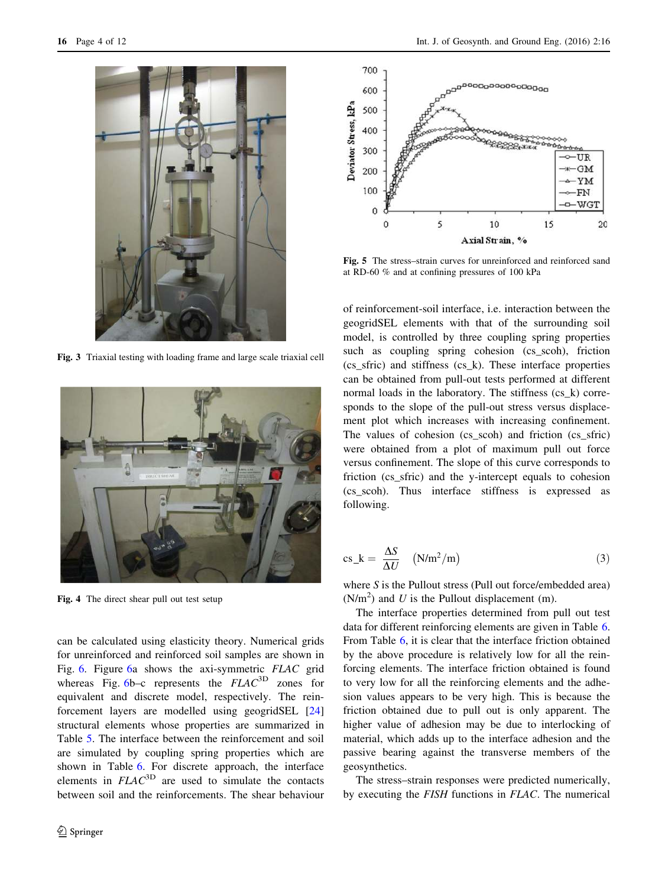Fig. 3 Triaxial testing with loading frame and large scale triaxial cell

Fig. 4 The direct shear pull out test setup

can be calculated using elasticity theory. Numerical grids for unreinforced and reinforced soil samples are shown in Fig. 6. Figure 6a shows the axi-symmetric *FLAC* grid whereas Fig. 6b–c represents the *FLAC*$^{3D}$ zones for equivalent and discrete model, respectively. The reinforcement layers are modelled using geogridSEL [24] structural elements whose properties are summarized in Table 5. The interface between the reinforcement and soil are simulated by coupling spring properties which are shown in Table 6. For discrete approach, the interface elements in *FLAC*$^{3D}$ are used to simulate the contacts between soil and the reinforcements. The shear behaviour

Fig. 5 The stress–strain curves for unreinforced and reinforced sand at RD-60 % and at confining pressures of 100 kPa

of reinforcement-soil interface, i.e. interaction between the geogridSEL elements with that of the surrounding soil model, is controlled by three coupling spring properties such as coupling spring cohesion (cs_scoh), friction (cs_sfric) and stiffness (cs_k). These interface properties can be obtained from pull-out tests performed at different normal loads in the laboratory. The stiffness (cs_k) corresponds to the slope of the pull-out stress versus displacement plot which increases with increasing confinement. The values of cohesion (cs_scoh) and friction (cs_sfric) were obtained from a plot of maximum pull out force versus confinement. The slope of this curve corresponds to friction (cs_sfric) and the y-intercept equals to cohesion (cs_scoh). Thus interface stiffness is expressed as following.

$$\text{cs\_k} = \frac{\Delta S}{\Delta U} \quad \left(\text{N/m}^2/\text{m}\right) \tag{3}$$

where $S$ is the Pullout stress (Pull out force/embedded area) ($\text{N/m}^2$) and $U$ is the Pullout displacement (m).

The interface properties determined from pull out test data for different reinforcing elements are given in Table 6. From Table 6, it is clear that the interface friction obtained by the above procedure is relatively low for all the reinforcing elements. The interface friction obtained is found to very low for all the reinforcing elements and the adhesion values appears to be very high. This is because the friction obtained due to pull out is only apparent. The higher value of adhesion may be due to interlocking of material, which adds up to the interface adhesion and the passive bearing against the transverse members of the geosynthetics.

The stress–strain responses were predicted numerically, by executing the *FISH* functions in *FLAC*. The numerical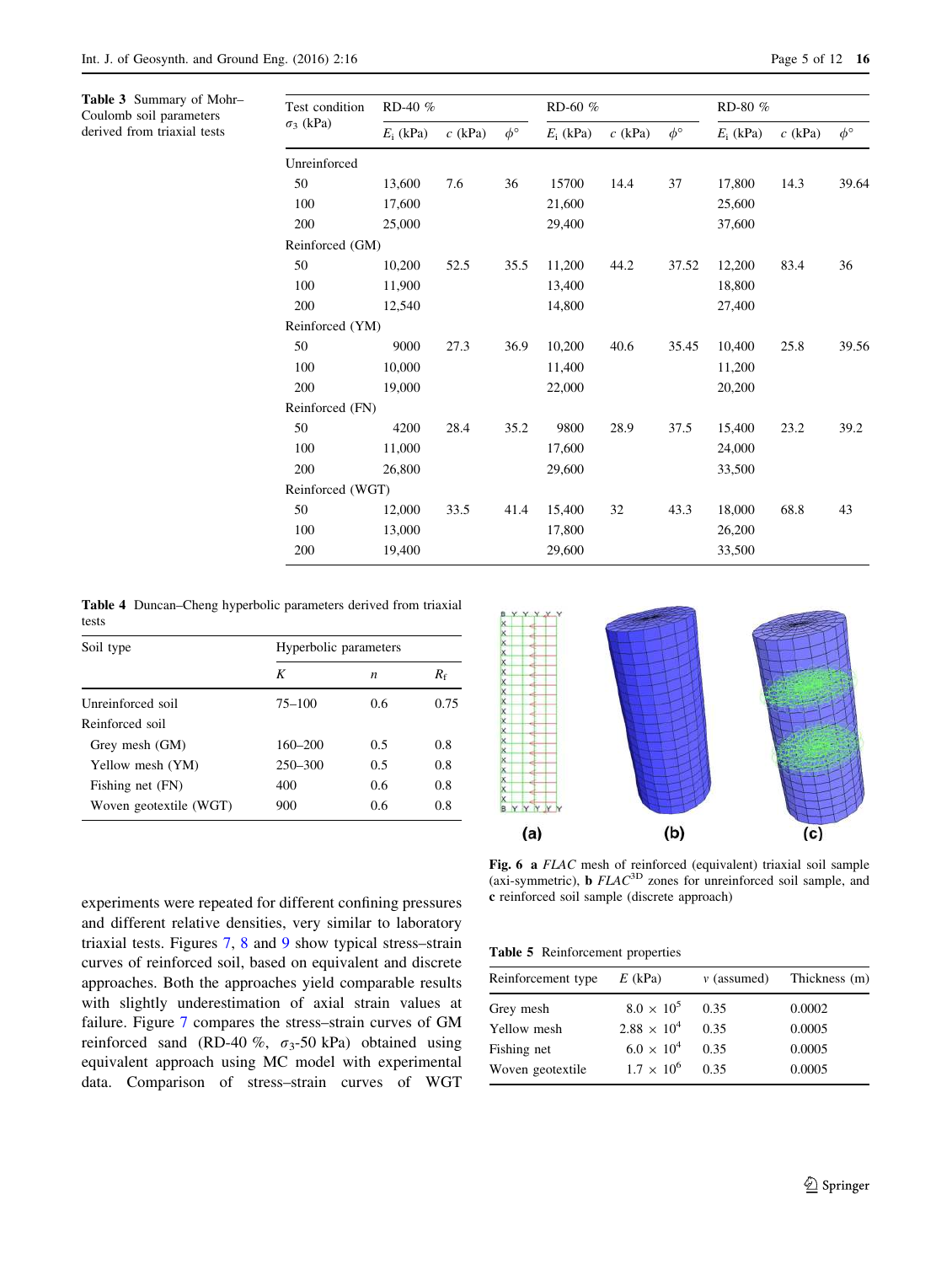**Table 3** Summary of Mohr–Coulomb soil parameters derived from triaxial tests

| Test condition $\sigma_3$ (kPa) | RD-40 % | | | RD-60 % | | | RD-80 % | | |
|---|---|---|---|---|---|---|---|---|---|
| | $E_i$ (kPa) | $c$ (kPa) | $\phi°$ | $E_i$ (kPa) | $c$ (kPa) | $\phi°$ | $E_i$ (kPa) | $c$ (kPa) | $\phi°$ |
| Unreinforced | | | | | | | | | |
| 50 | 13,600 | 7.6 | 36 | 15700 | 14.4 | 37 | 17,800 | 14.3 | 39.64 |
| 100 | 17,600 | | | 21,600 | | | 25,600 | | |
| 200 | 25,000 | | | 29,400 | | | 37,600 | | |
| Reinforced (GM) | | | | | | | | | |
| 50 | 10,200 | 52.5 | 35.5 | 11,200 | 44.2 | 37.52 | 12,200 | 83.4 | 36 |
| 100 | 11,900 | | | 13,400 | | | 18,800 | | |
| 200 | 12,540 | | | 14,800 | | | 27,400 | | |
| Reinforced (YM) | | | | | | | | | |
| 50 | 9000 | 27.3 | 36.9 | 10,200 | 40.6 | 35.45 | 10,400 | 25.8 | 39.56 |
| 100 | 10,000 | | | 11,400 | | | 11,200 | | |
| 200 | 19,000 | | | 22,000 | | | 20,200 | | |
| Reinforced (FN) | | | | | | | | | |
| 50 | 4200 | 28.4 | 35.2 | 9800 | 28.9 | 37.5 | 15,400 | 23.2 | 39.2 |
| 100 | 11,000 | | | 17,600 | | | 24,000 | | |
| 200 | 26,800 | | | 29,600 | | | 33,500 | | |
| Reinforced (WGT) | | | | | | | | | |
| 50 | 12,000 | 33.5 | 41.4 | 15,400 | 32 | 43.3 | 18,000 | 68.8 | 43 |
| 100 | 13,000 | | | 17,800 | | | 26,200 | | |
| 200 | 19,400 | | | 29,600 | | | 33,500 | | |

**Table 4** Duncan–Cheng hyperbolic parameters derived from triaxial tests

| Soil type | Hyperbolic parameters | | |
|---|---|---|---|
| | $K$ | $n$ | $R_f$ |
| Unreinforced soil | 75–100 | 0.6 | 0.75 |
| Reinforced soil | | | |
| Grey mesh (GM) | 160–200 | 0.5 | 0.8 |
| Yellow mesh (YM) | 250–300 | 0.5 | 0.8 |
| Fishing net (FN) | 400 | 0.6 | 0.8 |
| Woven geotextile (WGT) | 900 | 0.6 | 0.8 |

(a)

(b)

(c)

**Fig. 6** **a** *FLAC* mesh of reinforced (equivalent) triaxial soil sample (axi-symmetric), **b** *FLAC*[3D] zones for unreinforced soil sample, and **c** reinforced soil sample (discrete approach)

experiments were repeated for different confining pressures and different relative densities, very similar to laboratory triaxial tests. Figures 7, 8 and 9 show typical stress–strain curves of reinforced soil, based on equivalent and discrete approaches. Both the approaches yield comparable results with slightly underestimation of axial strain values at failure. Figure 7 compares the stress–strain curves of GM reinforced sand (RD-40 %, $\sigma_3$-50 kPa) obtained using equivalent approach using MC model with experimental data. Comparison of stress–strain curves of WGT

**Table 5** Reinforcement properties

| Reinforcement type | $E$ (kPa) | $\nu$ (assumed) | Thickness (m) |
|---|---|---|---|
| Grey mesh | $8.0 \times 10^5$ | 0.35 | 0.0002 |
| Yellow mesh | $2.88 \times 10^4$ | 0.35 | 0.0005 |
| Fishing net | $6.0 \times 10^4$ | 0.35 | 0.0005 |
| Woven geotextile | $1.7 \times 10^6$ | 0.35 | 0.0005 |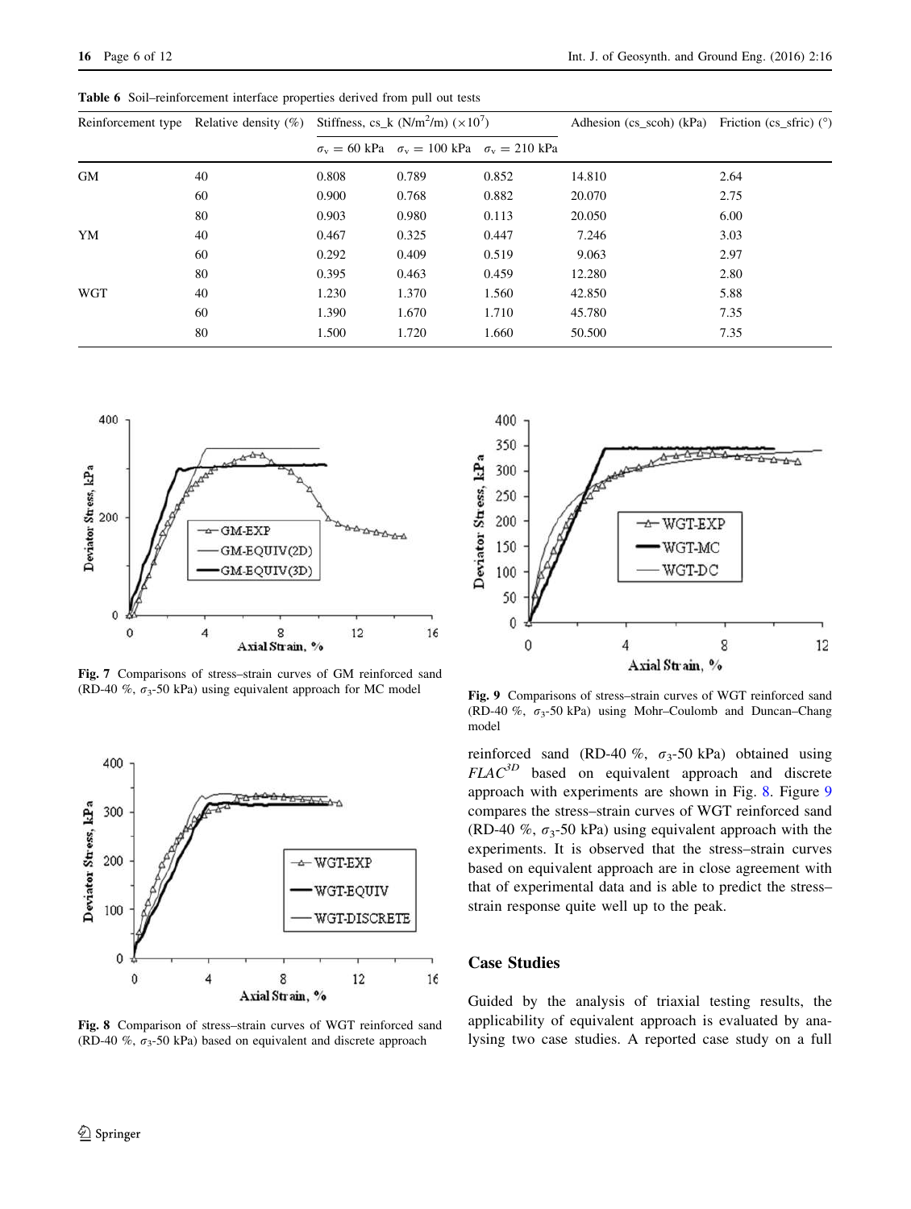**Table 6** Soil–reinforcement interface properties derived from pull out tests

| Reinforcement type | Relative density (%) | Stiffness, cs_k (N/m²/m) (×10⁷) | | | Adhesion (cs_scoh) (kPa) | Friction (cs_sfric) (°) |
|---|---|---|---|---|---|---|
| | | $\sigma_v = 60$ kPa | $\sigma_v = 100$ kPa | $\sigma_v = 210$ kPa | | |
| GM | 40 | 0.808 | 0.789 | 0.852 | 14.810 | 2.64 |
| | 60 | 0.900 | 0.768 | 0.882 | 20.070 | 2.75 |
| | 80 | 0.903 | 0.980 | 0.113 | 20.050 | 6.00 |
| YM | 40 | 0.467 | 0.325 | 0.447 | 7.246 | 3.03 |
| | 60 | 0.292 | 0.409 | 0.519 | 9.063 | 2.97 |
| | 80 | 0.395 | 0.463 | 0.459 | 12.280 | 2.80 |
| WGT | 40 | 1.230 | 1.370 | 1.560 | 42.850 | 5.88 |
| | 60 | 1.390 | 1.670 | 1.710 | 45.780 | 7.35 |
| | 80 | 1.500 | 1.720 | 1.660 | 50.500 | 7.35 |

Deviator Stress, kPa
Axial Strain, %
GM-EXP
GM-EQUIV(2D)
GM-EQUIV(3D)

**Fig. 7** Comparisons of stress–strain curves of GM reinforced sand (RD-40 %, $\sigma_3$-50 kPa) using equivalent approach for MC model

Deviator Stress, kPa
Axial Strain, %
WGT-EXP
WGT-EQUIV
WGT-DISCRETE

**Fig. 8** Comparison of stress–strain curves of WGT reinforced sand (RD-40 %, $\sigma_3$-50 kPa) based on equivalent and discrete approach

Deviator Stress, kPa
Axial Strain, %
WGT-EXP
WGT-MC
WGT-DC

**Fig. 9** Comparisons of stress–strain curves of WGT reinforced sand (RD-40 %, $\sigma_3$-50 kPa) using Mohr–Coulomb and Duncan–Chang model

reinforced sand (RD-40 %, $\sigma_3$-50 kPa) obtained using $FLAC^{3D}$ based on equivalent approach and discrete approach with experiments are shown in Fig. 8. Figure 9 compares the stress–strain curves of WGT reinforced sand (RD-40 %, $\sigma_3$-50 kPa) using equivalent approach with the experiments. It is observed that the stress–strain curves based on equivalent approach are in close agreement with that of experimental data and is able to predict the stress–strain response quite well up to the peak.

## Case Studies

Guided by the analysis of triaxial testing results, the applicability of equivalent approach is evaluated by analysing two case studies. A reported case study on a full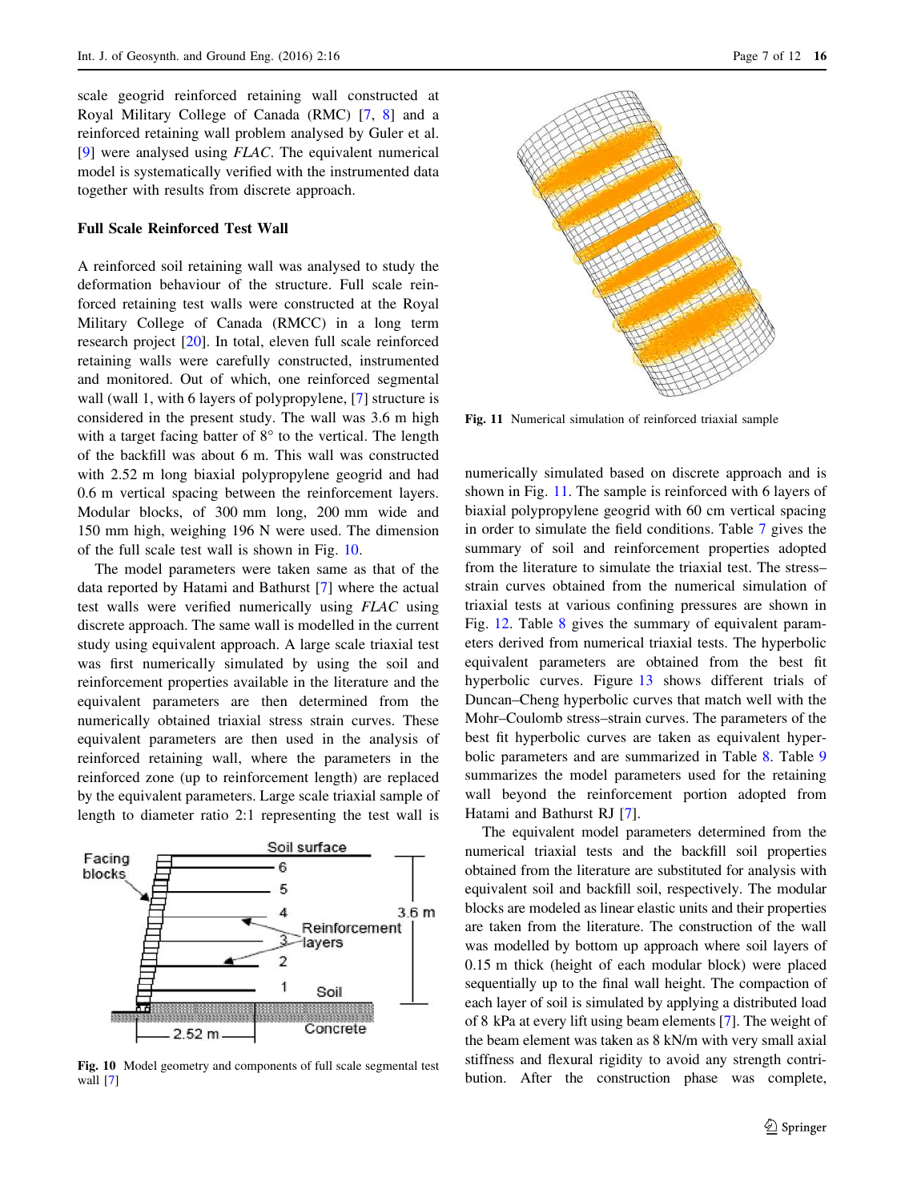scale geogrid reinforced retaining wall constructed at Royal Military College of Canada (RMC) [7, 8] and a reinforced retaining wall problem analysed by Guler et al. [9] were analysed using *FLAC*. The equivalent numerical model is systematically verified with the instrumented data together with results from discrete approach.

### Full Scale Reinforced Test Wall

A reinforced soil retaining wall was analysed to study the deformation behaviour of the structure. Full scale reinforced retaining test walls were constructed at the Royal Military College of Canada (RMCC) in a long term research project [20]. In total, eleven full scale reinforced retaining walls were carefully constructed, instrumented and monitored. Out of which, one reinforced segmental wall (wall 1, with 6 layers of polypropylene, [7] structure is considered in the present study. The wall was 3.6 m high with a target facing batter of 8° to the vertical. The length of the backfill was about 6 m. This wall was constructed with 2.52 m long biaxial polypropylene geogrid and had 0.6 m vertical spacing between the reinforcement layers. Modular blocks, of 300 mm long, 200 mm wide and 150 mm high, weighing 196 N were used. The dimension of the full scale test wall is shown in Fig. 10.

The model parameters were taken same as that of the data reported by Hatami and Bathurst [7] where the actual test walls were verified numerically using *FLAC* using discrete approach. The same wall is modelled in the current study using equivalent approach. A large scale triaxial test was first numerically simulated by using the soil and reinforcement properties available in the literature and the equivalent parameters are then determined from the numerically obtained triaxial stress strain curves. These equivalent parameters are then used in the analysis of reinforced retaining wall, where the parameters in the reinforced zone (up to reinforcement length) are replaced by the equivalent parameters. Large scale triaxial sample of length to diameter ratio 2:1 representing the test wall is

Facing blocks
Soil surface
6
5
4
3
2
1
3.6 m
Reinforcement layers
Soil
2.52 m
Concrete

Fig. 10 Model geometry and components of full scale segmental test wall [7]

Fig. 11 Numerical simulation of reinforced triaxial sample

numerically simulated based on discrete approach and is shown in Fig. 11. The sample is reinforced with 6 layers of biaxial polypropylene geogrid with 60 cm vertical spacing in order to simulate the field conditions. Table 7 gives the summary of soil and reinforcement properties adopted from the literature to simulate the triaxial test. The stress–strain curves obtained from the numerical simulation of triaxial tests at various confining pressures are shown in Fig. 12. Table 8 gives the summary of equivalent parameters derived from numerical triaxial tests. The hyperbolic equivalent parameters are obtained from the best fit hyperbolic curves. Figure 13 shows different trials of Duncan–Cheng hyperbolic curves that match well with the Mohr–Coulomb stress–strain curves. The parameters of the best fit hyperbolic curves are taken as equivalent hyperbolic parameters and are summarized in Table 8. Table 9 summarizes the model parameters used for the retaining wall beyond the reinforcement portion adopted from Hatami and Bathurst RJ [7].

The equivalent model parameters determined from the numerical triaxial tests and the backfill soil properties obtained from the literature are substituted for analysis with equivalent soil and backfill soil, respectively. The modular blocks are modeled as linear elastic units and their properties are taken from the literature. The construction of the wall was modelled by bottom up approach where soil layers of 0.15 m thick (height of each modular block) were placed sequentially up to the final wall height. The compaction of each layer of soil is simulated by applying a distributed load of 8 kPa at every lift using beam elements [7]. The weight of the beam element was taken as 8 kN/m with very small axial stiffness and flexural rigidity to avoid any strength contribution. After the construction phase was complete,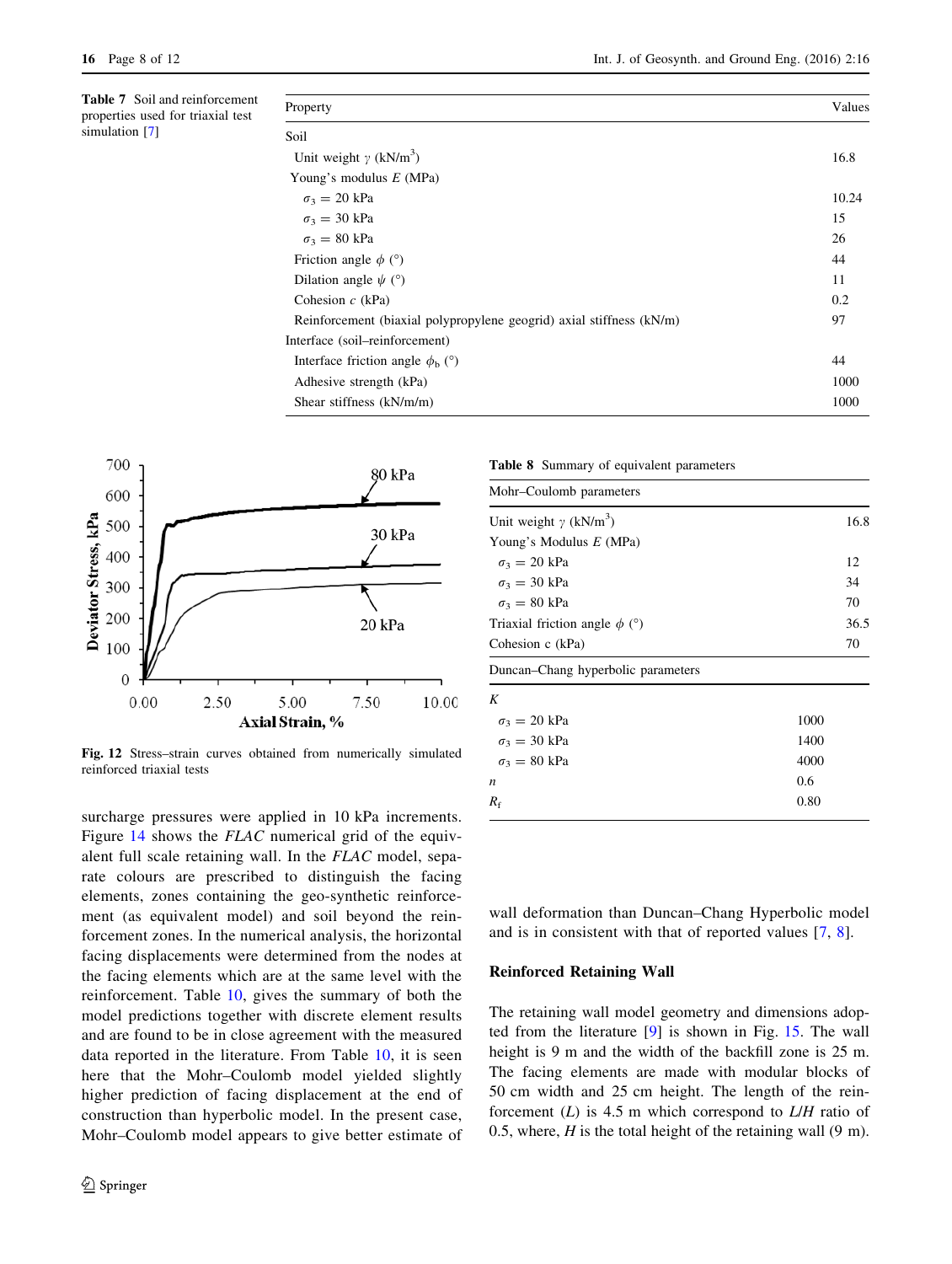**Table 7** Soil and reinforcement properties used for triaxial test simulation [7]

| Property | Values |
|---|---|
| Soil | |
| Unit weight $\gamma$ (kN/m$^3$) | 16.8 |
| Young's modulus $E$ (MPa) | |
| $\sigma_3 = 20$ kPa | 10.24 |
| $\sigma_3 = 30$ kPa | 15 |
| $\sigma_3 = 80$ kPa | 26 |
| Friction angle $\phi$ (°) | 44 |
| Dilation angle $\psi$ (°) | 11 |
| Cohesion $c$ (kPa) | 0.2 |
| Reinforcement (biaxial polypropylene geogrid) axial stiffness (kN/m) | 97 |
| Interface (soil–reinforcement) | |
| Interface friction angle $\phi_b$ (°) | 44 |
| Adhesive strength (kPa) | 1000 |
| Shear stiffness (kN/m/m) | 1000 |

Deviator Stress, kPa
700
600
500
400
300
200
100
0
0.00
2.50
5.00
7.50
10.00
Axial Strain, %
80 kPa
30 kPa
20 kPa

**Fig. 12** Stress–strain curves obtained from numerically simulated reinforced triaxial tests

**Table 8** Summary of equivalent parameters

| Mohr–Coulomb parameters | | |
|---|---|---|
| Unit weight $\gamma$ (kN/m$^3$) | | 16.8 |
| Young's Modulus $E$ (MPa) | | |
| $\sigma_3 = 20$ kPa | | 12 |
| $\sigma_3 = 30$ kPa | | 34 |
| $\sigma_3 = 80$ kPa | | 70 |
| Triaxial friction angle $\phi$ (°) | | 36.5 |
| Cohesion c (kPa) | | 70 |
| Duncan–Chang hyperbolic parameters | | |
| $K$ | | |
| $\sigma_3 = 20$ kPa | 1000 | |
| $\sigma_3 = 30$ kPa | 1400 | |
| $\sigma_3 = 80$ kPa | 4000 | |
| $n$ | 0.6 | |
| $R_f$ | 0.80 | |

surcharge pressures were applied in 10 kPa increments. Figure 14 shows the *FLAC* numerical grid of the equivalent full scale retaining wall. In the *FLAC* model, separate colours are prescribed to distinguish the facing elements, zones containing the geo-synthetic reinforcement (as equivalent model) and soil beyond the reinforcement zones. In the numerical analysis, the horizontal facing displacements were determined from the nodes at the facing elements which are at the same level with the reinforcement. Table 10, gives the summary of both the model predictions together with discrete element results and are found to be in close agreement with the measured data reported in the literature. From Table 10, it is seen here that the Mohr–Coulomb model yielded slightly higher prediction of facing displacement at the end of construction than hyperbolic model. In the present case, Mohr–Coulomb model appears to give better estimate of wall deformation than Duncan–Chang Hyperbolic model and is in consistent with that of reported values [7, 8].

## Reinforced Retaining Wall

The retaining wall model geometry and dimensions adopted from the literature [9] is shown in Fig. 15. The wall height is 9 m and the width of the backfill zone is 25 m. The facing elements are made with modular blocks of 50 cm width and 25 cm height. The length of the reinforcement ($L$) is 4.5 m which correspond to $L/H$ ratio of 0.5, where, $H$ is the total height of the retaining wall (9 m).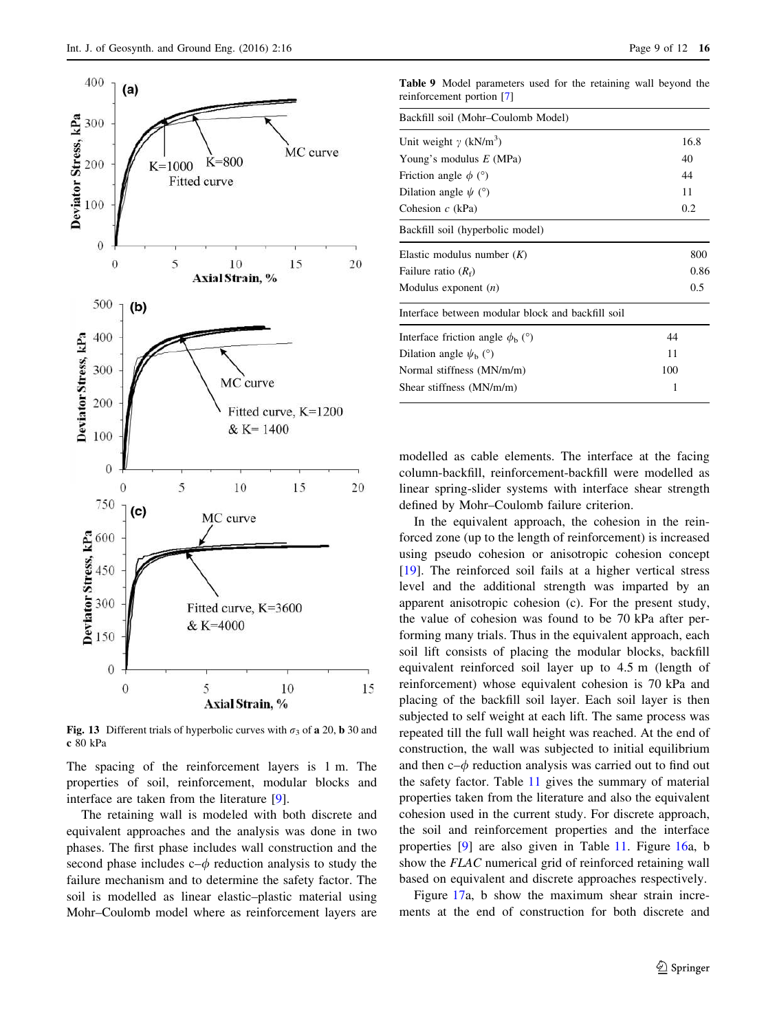(a)

400

300

200

100

0

Deviator Stress, kPa

0 5 10 15 20

Axial Strain, %

K=1000 K=800

Fitted curve

MC curve

(b)

500

400

300

200

100

0

Deviator Stress, kPa

0 5 10 15 20

MC curve

Fitted curve, K=1200 & K= 1400

(c)

750

600

450

300

150

0

Deviator Stress, kPa

0 5 10 15

Axial Strain, %

MC curve

Fitted curve, K=3600 & K=4000

**Fig. 13** Different trials of hyperbolic curves with $\sigma_3$ of **a** 20, **b** 30 and **c** 80 kPa

The spacing of the reinforcement layers is 1 m. The properties of soil, reinforcement, modular blocks and interface are taken from the literature [9].

The retaining wall is modeled with both discrete and equivalent approaches and the analysis was done in two phases. The first phase includes wall construction and the second phase includes c–$\phi$ reduction analysis to study the failure mechanism and to determine the safety factor. The soil is modelled as linear elastic–plastic material using Mohr–Coulomb model where as reinforcement layers are modelled as cable elements. The interface at the facing column-backfill, reinforcement-backfill were modelled as linear spring-slider systems with interface shear strength defined by Mohr–Coulomb failure criterion.

In the equivalent approach, the cohesion in the reinforced zone (up to the length of reinforcement) is increased using pseudo cohesion or anisotropic cohesion concept [19]. The reinforced soil fails at a higher vertical stress level and the additional strength was imparted by an apparent anisotropic cohesion (c). For the present study, the value of cohesion was found to be 70 kPa after performing many trials. Thus in the equivalent approach, each soil lift consists of placing the modular blocks, backfill equivalent reinforced soil layer up to 4.5 m (length of reinforcement) whose equivalent cohesion is 70 kPa and placing of the backfill soil layer. Each soil layer is then subjected to self weight at each lift. The same process was repeated till the full wall height was reached. At the end of construction, the wall was subjected to initial equilibrium and then c–$\phi$ reduction analysis was carried out to find out the safety factor. Table 11 gives the summary of material properties taken from the literature and also the equivalent cohesion used in the current study. For discrete approach, the soil and reinforcement properties and the interface properties [9] are also given in Table 11. Figure 16a, b show the *FLAC* numerical grid of reinforced retaining wall based on equivalent and discrete approaches respectively.

Figure 17a, b show the maximum shear strain increments at the end of construction for both discrete and

**Table 9** Model parameters used for the retaining wall beyond the reinforcement portion [7]

| | |
|---|---|
| **Backfill soil (Mohr–Coulomb Model)** | |
| Unit weight $\gamma$ (kN/m$^3$) | 16.8 |
| Young's modulus $E$ (MPa) | 40 |
| Friction angle $\phi$ (°) | 44 |
| Dilation angle $\psi$ (°) | 11 |
| Cohesion $c$ (kPa) | 0.2 |
| **Backfill soil (hyperbolic model)** | |
| Elastic modulus number ($K$) | 800 |
| Failure ratio ($R_f$) | 0.86 |
| Modulus exponent ($n$) | 0.5 |
| **Interface between modular block and backfill soil** | |
| Interface friction angle $\phi_b$ (°) | 44 |
| Dilation angle $\psi_b$ (°) | 11 |
| Normal stiffness (MN/m/m) | 100 |
| Shear stiffness (MN/m/m) | 1 |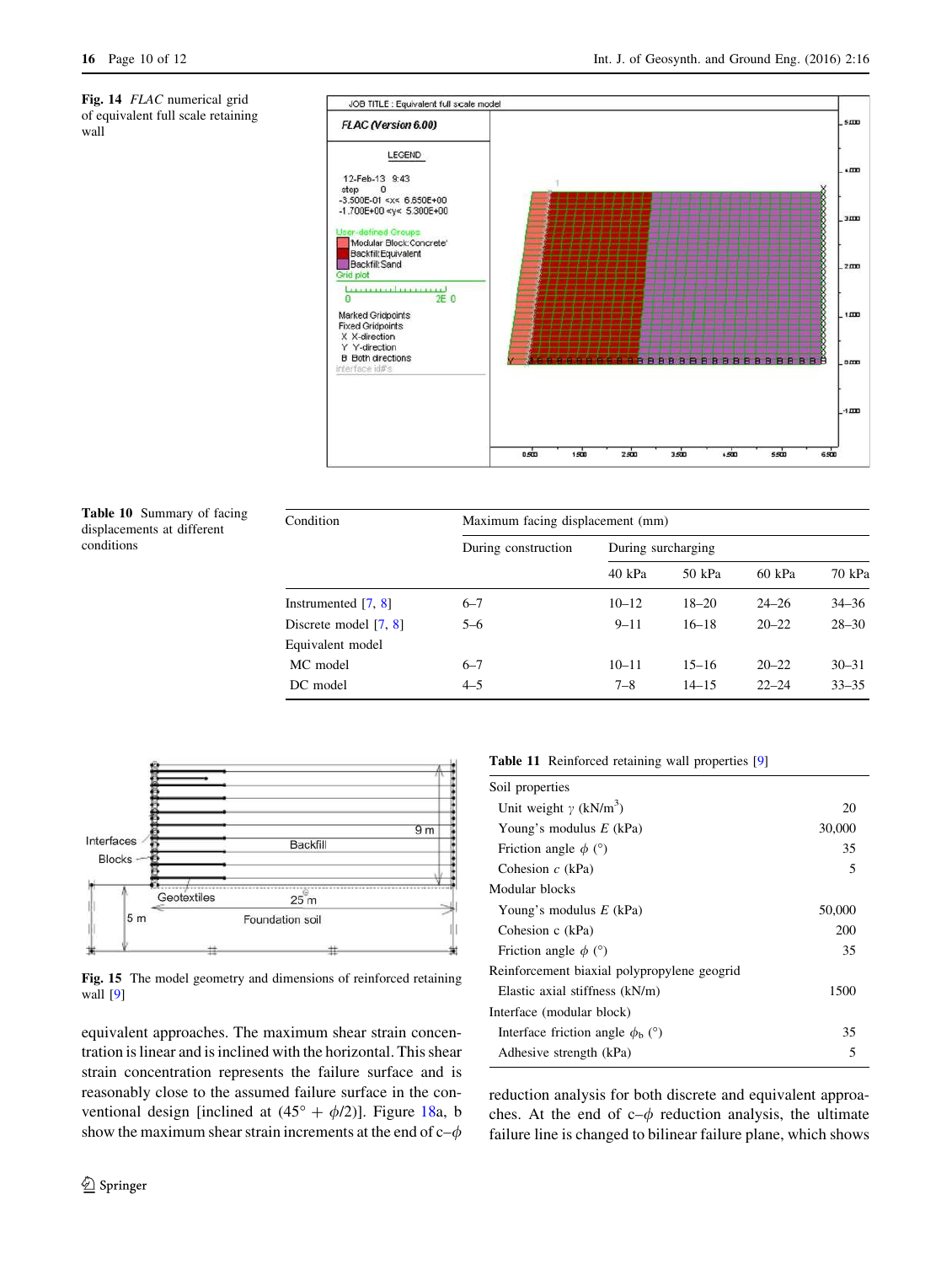JOB TITLE : Equivalent full scale model

FLAC (Version 6.00)

LEGEND

12-Feb-13 9:43
step 0
-3.500E-01 <x< 6.650E+00
-1.700E+00 <y< 5.300E+00

User-defined Groups
'Modular Block:Concrete'
Backfill:Equivalent
Backfill:Sand
Grid plot

0 2E 0

Marked Gridpoints
Fixed Gridpoints
X X-direction
Y Y-direction
B Both directions
interface id#'s

5.000
4.000
3.000
2.000
1.000
0.000
-1.000

0.500 1.500 2.500 3.500 4.500 5.500 6.500

**Fig. 14** *FLAC* numerical grid of equivalent full scale retaining wall

**Table 10** Summary of facing displacements at different conditions

| Condition | Maximum facing displacement (mm) | | | | |
|---|---|---|---|---|---|
| | During construction | During surcharging | | | |
| | | 40 kPa | 50 kPa | 60 kPa | 70 kPa |
| Instrumented [7, 8] | 6–7 | 10–12 | 18–20 | 24–26 | 34–36 |
| Discrete model [7, 8] | 5–6 | 9–11 | 16–18 | 20–22 | 28–30 |
| Equivalent model | | | | | |
| MC model | 6–7 | 10–11 | 15–16 | 20–22 | 30–31 |
| DC model | 4–5 | 7–8 | 14–15 | 22–24 | 33–35 |

Interfaces
Blocks
Backfill
9 m
Geotextiles
25 m
5 m
Foundation soil

**Fig. 15** The model geometry and dimensions of reinforced retaining wall [9]

equivalent approaches. The maximum shear strain concentration is linear and is inclined with the horizontal. This shear strain concentration represents the failure surface and is reasonably close to the assumed failure surface in the conventional design [inclined at $(45° + \phi/2)$]. Figure 18a, b show the maximum shear strain increments at the end of c–$\phi$ reduction analysis for both discrete and equivalent approaches. At the end of c–$\phi$ reduction analysis, the ultimate failure line is changed to bilinear failure plane, which shows

**Table 11** Reinforced retaining wall properties [9]

| | |
|---|---|
| Soil properties | |
| Unit weight $\gamma$ (kN/m$^3$) | 20 |
| Young's modulus $E$ (kPa) | 30,000 |
| Friction angle $\phi$ (°) | 35 |
| Cohesion $c$ (kPa) | 5 |
| Modular blocks | |
| Young's modulus $E$ (kPa) | 50,000 |
| Cohesion c (kPa) | 200 |
| Friction angle $\phi$ (°) | 35 |
| Reinforcement biaxial polypropylene geogrid | |
| Elastic axial stiffness (kN/m) | 1500 |
| Interface (modular block) | |
| Interface friction angle $\phi_b$ (°) | 35 |
| Adhesive strength (kPa) | 5 |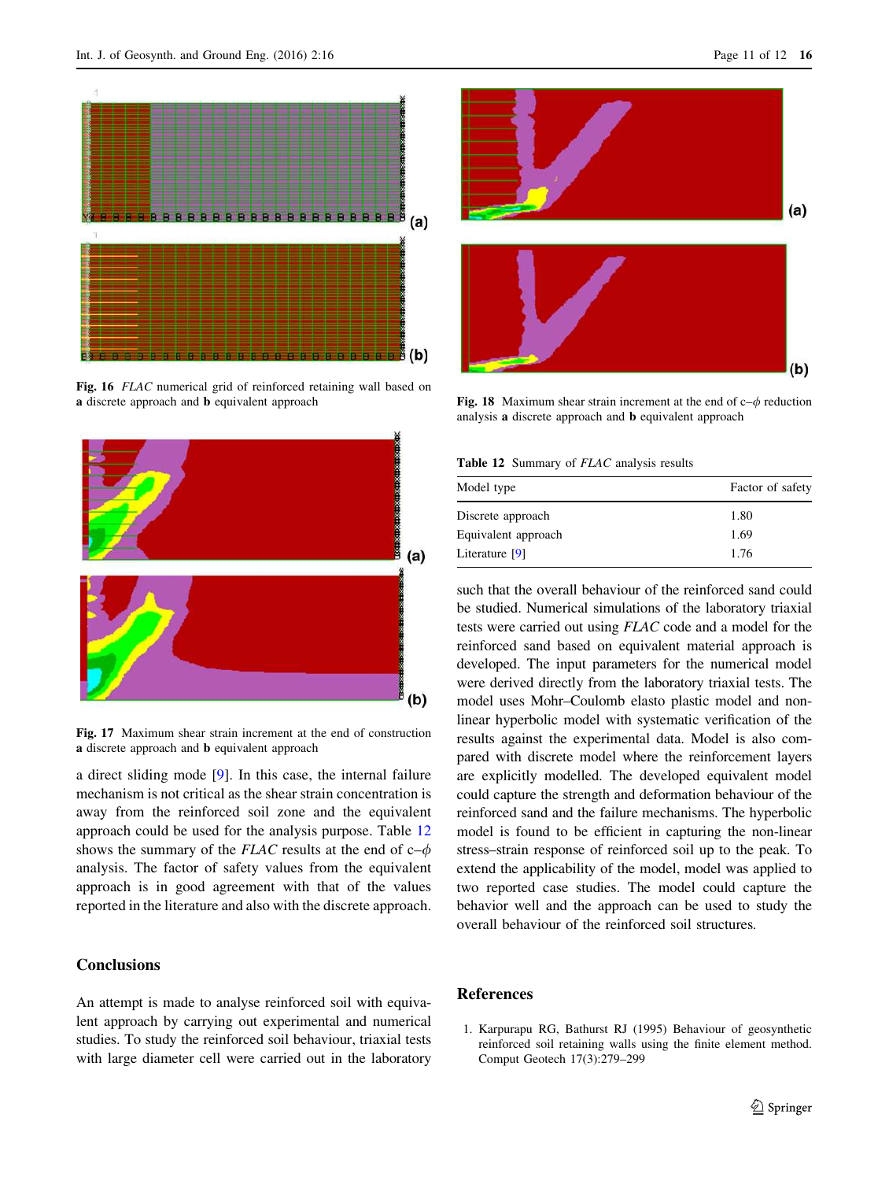Fig. 16 *FLAC* numerical grid of reinforced retaining wall based on **a** discrete approach and **b** equivalent approach

Fig. 17 Maximum shear strain increment at the end of construction **a** discrete approach and **b** equivalent approach

a direct sliding mode [9]. In this case, the internal failure mechanism is not critical as the shear strain concentration is away from the reinforced soil zone and the equivalent approach could be used for the analysis purpose. Table 12 shows the summary of the *FLAC* results at the end of c–$\phi$ analysis. The factor of safety values from the equivalent approach is in good agreement with that of the values reported in the literature and also with the discrete approach.

## Conclusions

An attempt is made to analyse reinforced soil with equivalent approach by carrying out experimental and numerical studies. To study the reinforced soil behaviour, triaxial tests with large diameter cell were carried out in the laboratory such that the overall behaviour of the reinforced sand could be studied. Numerical simulations of the laboratory triaxial tests were carried out using *FLAC* code and a model for the reinforced sand based on equivalent material approach is developed. The input parameters for the numerical model were derived directly from the laboratory triaxial tests. The model uses Mohr–Coulomb elasto plastic model and non-linear hyperbolic model with systematic verification of the results against the experimental data. Model is also compared with discrete model where the reinforcement layers are explicitly modelled. The developed equivalent model could capture the strength and deformation behaviour of the reinforced sand and the failure mechanisms. The hyperbolic model is found to be efficient in capturing the non-linear stress–strain response of reinforced soil up to the peak. To extend the applicability of the model, model was applied to two reported case studies. The model could capture the behavior well and the approach can be used to study the overall behaviour of the reinforced soil structures.

Fig. 18 Maximum shear strain increment at the end of c–$\phi$ reduction analysis **a** discrete approach and **b** equivalent approach

**Table 12** Summary of *FLAC* analysis results

| Model type | Factor of safety |
|---|---|
| Discrete approach | 1.80 |
| Equivalent approach | 1.69 |
| Literature [9] | 1.76 |

## References

1. Karpurapu RG, Bathurst RJ (1995) Behaviour of geosynthetic reinforced soil retaining walls using the finite element method. Comput Geotech 17(3):279–299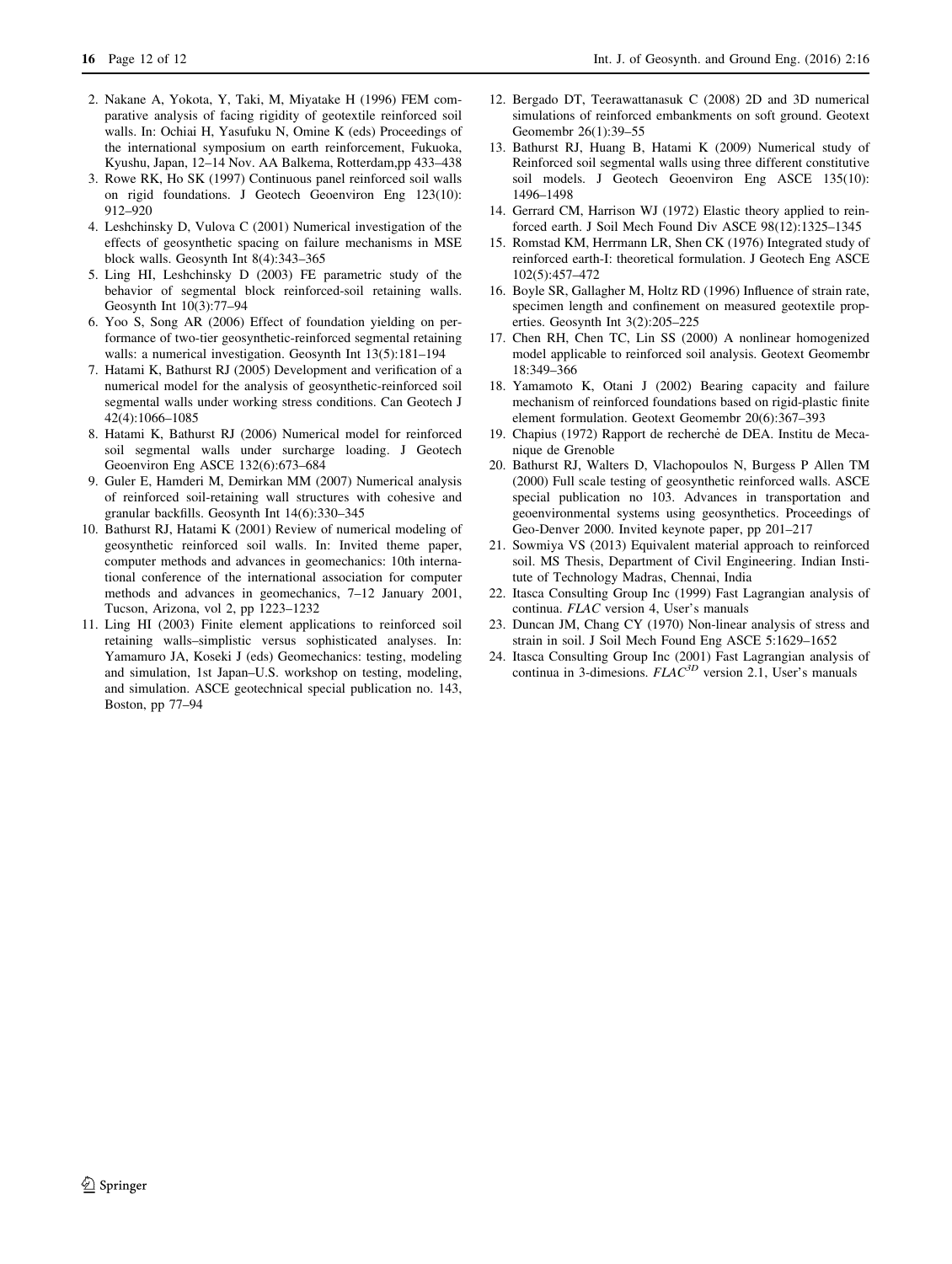2. Nakane A, Yokota, Y, Taki, M, Miyatake H (1996) FEM comparative analysis of facing rigidity of geotextile reinforced soil walls. In: Ochiai H, Yasufuku N, Omine K (eds) Proceedings of the international symposium on earth reinforcement, Fukuoka, Kyushu, Japan, 12–14 Nov. AA Balkema, Rotterdam,pp 433–438
3. Rowe RK, Ho SK (1997) Continuous panel reinforced soil walls on rigid foundations. J Geotech Geoenviron Eng 123(10): 912–920
4. Leshchinsky D, Vulova C (2001) Numerical investigation of the effects of geosynthetic spacing on failure mechanisms in MSE block walls. Geosynth Int 8(4):343–365
5. Ling HI, Leshchinsky D (2003) FE parametric study of the behavior of segmental block reinforced-soil retaining walls. Geosynth Int 10(3):77–94
6. Yoo S, Song AR (2006) Effect of foundation yielding on performance of two-tier geosynthetic-reinforced segmental retaining walls: a numerical investigation. Geosynth Int 13(5):181–194
7. Hatami K, Bathurst RJ (2005) Development and verification of a numerical model for the analysis of geosynthetic-reinforced soil segmental walls under working stress conditions. Can Geotech J 42(4):1066–1085
8. Hatami K, Bathurst RJ (2006) Numerical model for reinforced soil segmental walls under surcharge loading. J Geotech Geoenviron Eng ASCE 132(6):673–684
9. Guler E, Hamderi M, Demirkan MM (2007) Numerical analysis of reinforced soil-retaining wall structures with cohesive and granular backfills. Geosynth Int 14(6):330–345
10. Bathurst RJ, Hatami K (2001) Review of numerical modeling of geosynthetic reinforced soil walls. In: Invited theme paper, computer methods and advances in geomechanics: 10th international conference of the international association for computer methods and advances in geomechanics, 7–12 January 2001, Tucson, Arizona, vol 2, pp 1223–1232
11. Ling HI (2003) Finite element applications to reinforced soil retaining walls–simplistic versus sophisticated analyses. In: Yamamuro JA, Koseki J (eds) Geomechanics: testing, modeling and simulation, 1st Japan–U.S. workshop on testing, modeling, and simulation. ASCE geotechnical special publication no. 143, Boston, pp 77–94
12. Bergado DT, Teerawattanasuk C (2008) 2D and 3D numerical simulations of reinforced embankments on soft ground. Geotext Geomembr 26(1):39–55
13. Bathurst RJ, Huang B, Hatami K (2009) Numerical study of Reinforced soil segmental walls using three different constitutive soil models. J Geotech Geoenviron Eng ASCE 135(10): 1496–1498
14. Gerrard CM, Harrison WJ (1972) Elastic theory applied to reinforced earth. J Soil Mech Found Div ASCE 98(12):1325–1345
15. Romstad KM, Herrmann LR, Shen CK (1976) Integrated study of reinforced earth-I: theoretical formulation. J Geotech Eng ASCE 102(5):457–472
16. Boyle SR, Gallagher M, Holtz RD (1996) Influence of strain rate, specimen length and confinement on measured geotextile properties. Geosynth Int 3(2):205–225
17. Chen RH, Chen TC, Lin SS (2000) A nonlinear homogenized model applicable to reinforced soil analysis. Geotext Geomembr 18:349–366
18. Yamamoto K, Otani J (2002) Bearing capacity and failure mechanism of reinforced foundations based on rigid-plastic finite element formulation. Geotext Geomembr 20(6):367–393
19. Chapius (1972) Rapport de recherchė de DEA. Institu de Mecanique de Grenoble
20. Bathurst RJ, Walters D, Vlachopoulos N, Burgess P Allen TM (2000) Full scale testing of geosynthetic reinforced walls. ASCE special publication no 103. Advances in transportation and geoenvironmental systems using geosynthetics. Proceedings of Geo-Denver 2000. Invited keynote paper, pp 201–217
21. Sowmiya VS (2013) Equivalent material approach to reinforced soil. MS Thesis, Department of Civil Engineering. Indian Institute of Technology Madras, Chennai, India
22. Itasca Consulting Group Inc (1999) Fast Lagrangian analysis of continua. *FLAC* version 4, User's manuals
23. Duncan JM, Chang CY (1970) Non-linear analysis of stress and strain in soil. J Soil Mech Found Eng ASCE 5:1629–1652
24. Itasca Consulting Group Inc (2001) Fast Lagrangian analysis of continua in 3-dimesions. $FLAC^{3D}$ version 2.1, User's manuals